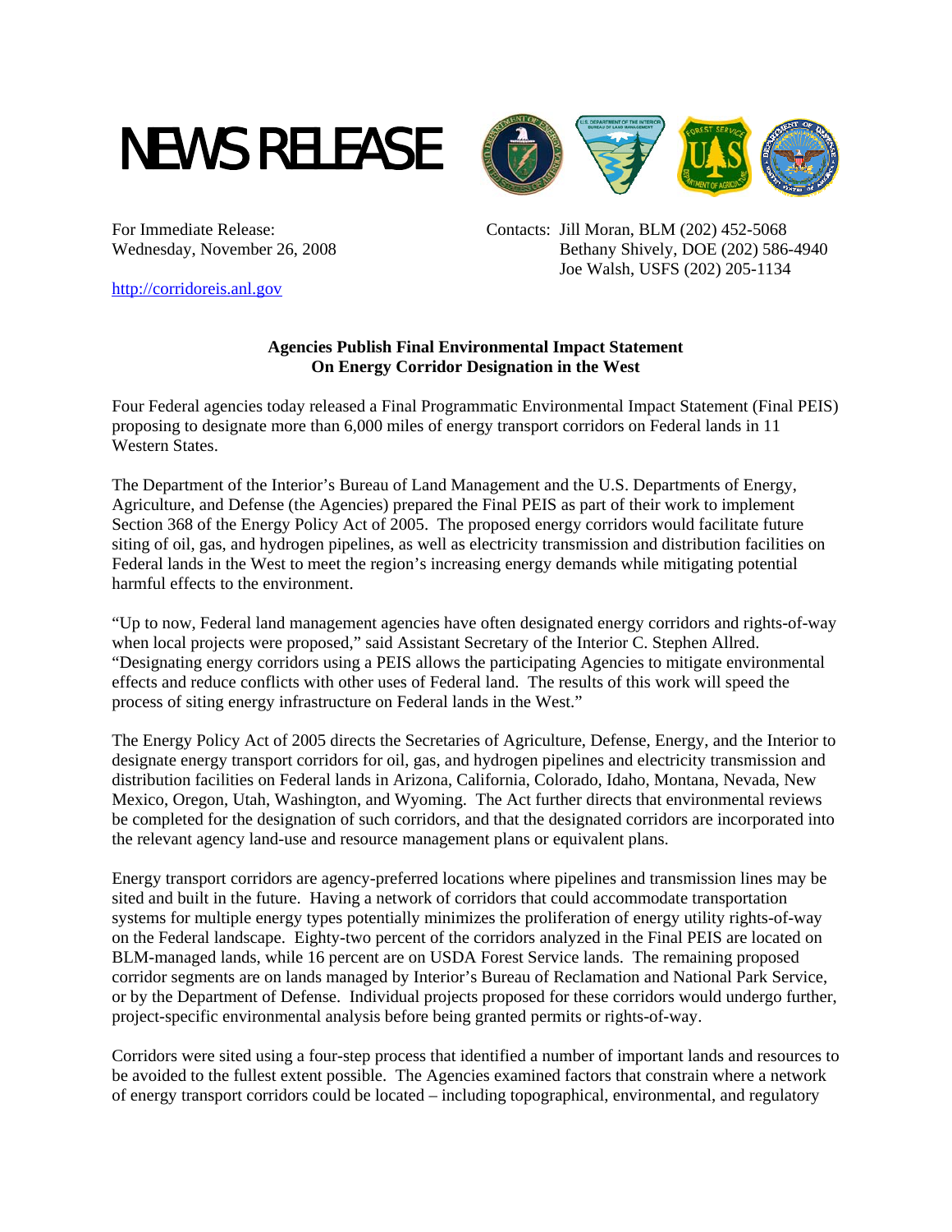# NEWS RELEASE

For Immediate Release:
Wednesday, November 26, 2008

Contacts: Jill Moran, BLM (202) 452-5068
Bethany Shively, DOE (202) 586-4940
Joe Walsh, USFS (202) 205-1134

http://corridoreis.anl.gov

**Agencies Publish Final Environmental Impact Statement**
**On Energy Corridor Designation in the West**

Four Federal agencies today released a Final Programmatic Environmental Impact Statement (Final PEIS) proposing to designate more than 6,000 miles of energy transport corridors on Federal lands in 11 Western States.

The Department of the Interior's Bureau of Land Management and the U.S. Departments of Energy, Agriculture, and Defense (the Agencies) prepared the Final PEIS as part of their work to implement Section 368 of the Energy Policy Act of 2005. The proposed energy corridors would facilitate future siting of oil, gas, and hydrogen pipelines, as well as electricity transmission and distribution facilities on Federal lands in the West to meet the region's increasing energy demands while mitigating potential harmful effects to the environment.

"Up to now, Federal land management agencies have often designated energy corridors and rights-of-way when local projects were proposed," said Assistant Secretary of the Interior C. Stephen Allred. "Designating energy corridors using a PEIS allows the participating Agencies to mitigate environmental effects and reduce conflicts with other uses of Federal land. The results of this work will speed the process of siting energy infrastructure on Federal lands in the West."

The Energy Policy Act of 2005 directs the Secretaries of Agriculture, Defense, Energy, and the Interior to designate energy transport corridors for oil, gas, and hydrogen pipelines and electricity transmission and distribution facilities on Federal lands in Arizona, California, Colorado, Idaho, Montana, Nevada, New Mexico, Oregon, Utah, Washington, and Wyoming. The Act further directs that environmental reviews be completed for the designation of such corridors, and that the designated corridors are incorporated into the relevant agency land-use and resource management plans or equivalent plans.

Energy transport corridors are agency-preferred locations where pipelines and transmission lines may be sited and built in the future. Having a network of corridors that could accommodate transportation systems for multiple energy types potentially minimizes the proliferation of energy utility rights-of-way on the Federal landscape. Eighty-two percent of the corridors analyzed in the Final PEIS are located on BLM-managed lands, while 16 percent are on USDA Forest Service lands. The remaining proposed corridor segments are on lands managed by Interior's Bureau of Reclamation and National Park Service, or by the Department of Defense. Individual projects proposed for these corridors would undergo further, project-specific environmental analysis before being granted permits or rights-of-way.

Corridors were sited using a four-step process that identified a number of important lands and resources to be avoided to the fullest extent possible. The Agencies examined factors that constrain where a network of energy transport corridors could be located – including topographical, environmental, and regulatory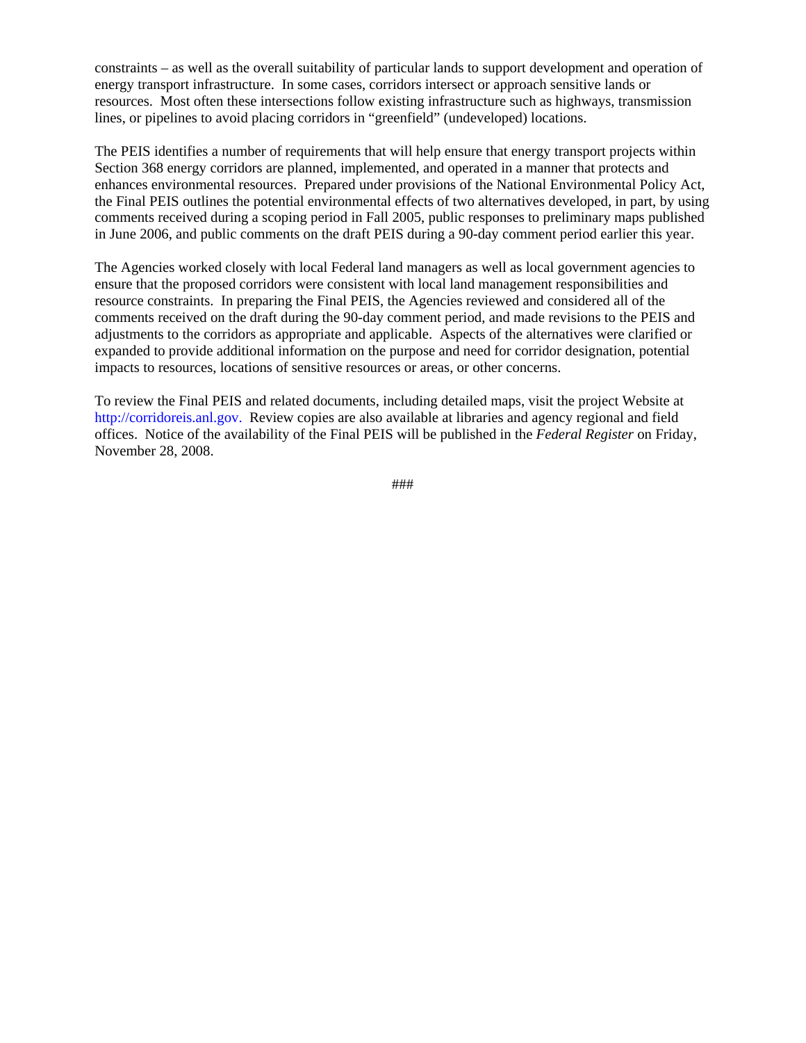constraints – as well as the overall suitability of particular lands to support development and operation of energy transport infrastructure. In some cases, corridors intersect or approach sensitive lands or resources. Most often these intersections follow existing infrastructure such as highways, transmission lines, or pipelines to avoid placing corridors in "greenfield" (undeveloped) locations.

The PEIS identifies a number of requirements that will help ensure that energy transport projects within Section 368 energy corridors are planned, implemented, and operated in a manner that protects and enhances environmental resources. Prepared under provisions of the National Environmental Policy Act, the Final PEIS outlines the potential environmental effects of two alternatives developed, in part, by using comments received during a scoping period in Fall 2005, public responses to preliminary maps published in June 2006, and public comments on the draft PEIS during a 90-day comment period earlier this year.

The Agencies worked closely with local Federal land managers as well as local government agencies to ensure that the proposed corridors were consistent with local land management responsibilities and resource constraints. In preparing the Final PEIS, the Agencies reviewed and considered all of the comments received on the draft during the 90-day comment period, and made revisions to the PEIS and adjustments to the corridors as appropriate and applicable. Aspects of the alternatives were clarified or expanded to provide additional information on the purpose and need for corridor designation, potential impacts to resources, locations of sensitive resources or areas, or other concerns.

To review the Final PEIS and related documents, including detailed maps, visit the project Website at http://corridoreis.anl.gov. Review copies are also available at libraries and agency regional and field offices. Notice of the availability of the Final PEIS will be published in the *Federal Register* on Friday, November 28, 2008.

###